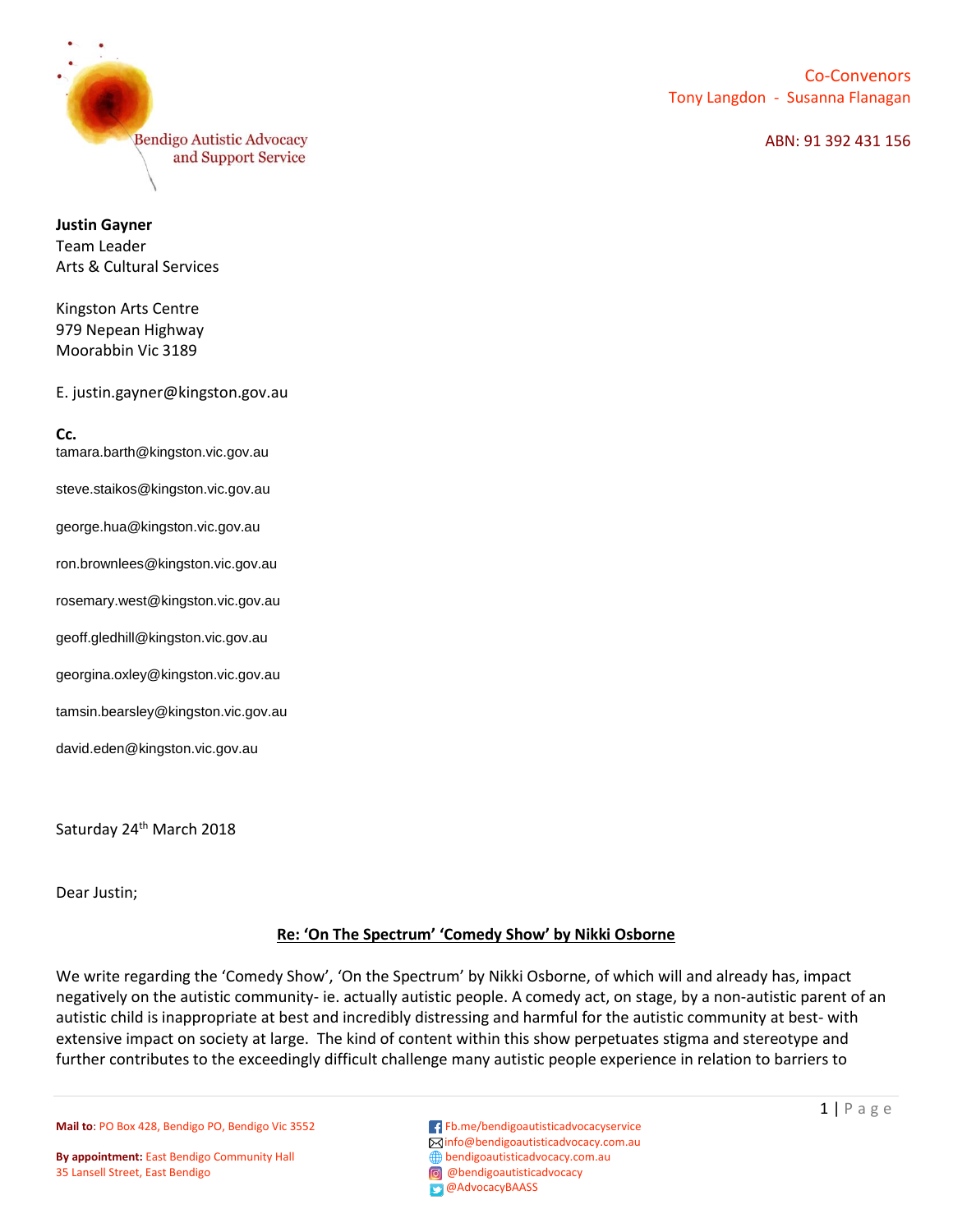Bendigo Autistic Advocacy and Support Service

Co-Convenors
Tony Langdon - Susanna Flanagan

ABN: 91 392 431 156

**Justin Gayner**
Team Leader
Arts & Cultural Services

Kingston Arts Centre
979 Nepean Highway
Moorabbin Vic 3189

E. justin.gayner@kingston.gov.au

**Cc.**
tamara.barth@kingston.vic.gov.au

steve.staikos@kingston.vic.gov.au

george.hua@kingston.vic.gov.au

ron.brownlees@kingston.vic.gov.au

rosemary.west@kingston.vic.gov.au

geoff.gledhill@kingston.vic.gov.au

georgina.oxley@kingston.vic.gov.au

tamsin.bearsley@kingston.vic.gov.au

david.eden@kingston.vic.gov.au

Saturday 24th March 2018

Dear Justin;

**Re: 'On The Spectrum' 'Comedy Show' by Nikki Osborne**

We write regarding the 'Comedy Show', 'On the Spectrum' by Nikki Osborne, of which will and already has, impact negatively on the autistic community- ie. actually autistic people. A comedy act, on stage, by a non-autistic parent of an autistic child is inappropriate at best and incredibly distressing and harmful for the autistic community at best- with extensive impact on society at large. The kind of content within this show perpetuates stigma and stereotype and further contributes to the exceedingly difficult challenge many autistic people experience in relation to barriers to

**Mail to**: PO Box 428, Bendigo PO, Bendigo Vic 3552

**By appointment:** East Bendigo Community Hall
35 Lansell Street, East Bendigo

Fb.me/bendigoautisticadvocacyservice
info@bendigoautisticadvocacy.com.au
bendigoautisticadvocacy.com.au
@bendigoautisticadvocacy
@AdvocacyBAASS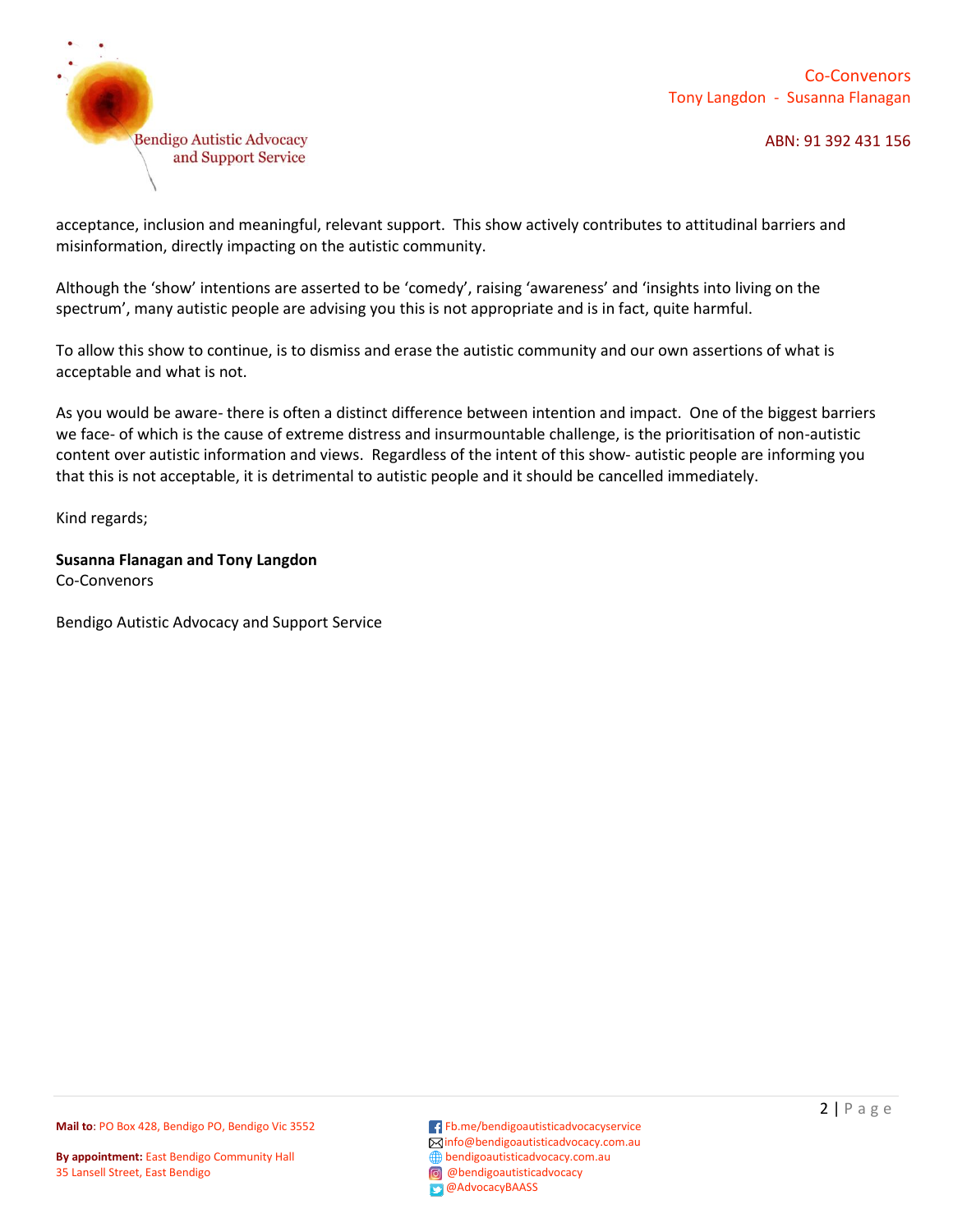acceptance, inclusion and meaningful, relevant support. This show actively contributes to attitudinal barriers and misinformation, directly impacting on the autistic community.

Although the 'show' intentions are asserted to be 'comedy', raising 'awareness' and 'insights into living on the spectrum', many autistic people are advising you this is not appropriate and is in fact, quite harmful.

To allow this show to continue, is to dismiss and erase the autistic community and our own assertions of what is acceptable and what is not.

As you would be aware- there is often a distinct difference between intention and impact. One of the biggest barriers we face- of which is the cause of extreme distress and insurmountable challenge, is the prioritisation of non-autistic content over autistic information and views. Regardless of the intent of this show- autistic people are informing you that this is not acceptable, it is detrimental to autistic people and it should be cancelled immediately.

Kind regards;

**Susanna Flanagan and Tony Langdon**
Co-Convenors

Bendigo Autistic Advocacy and Support Service